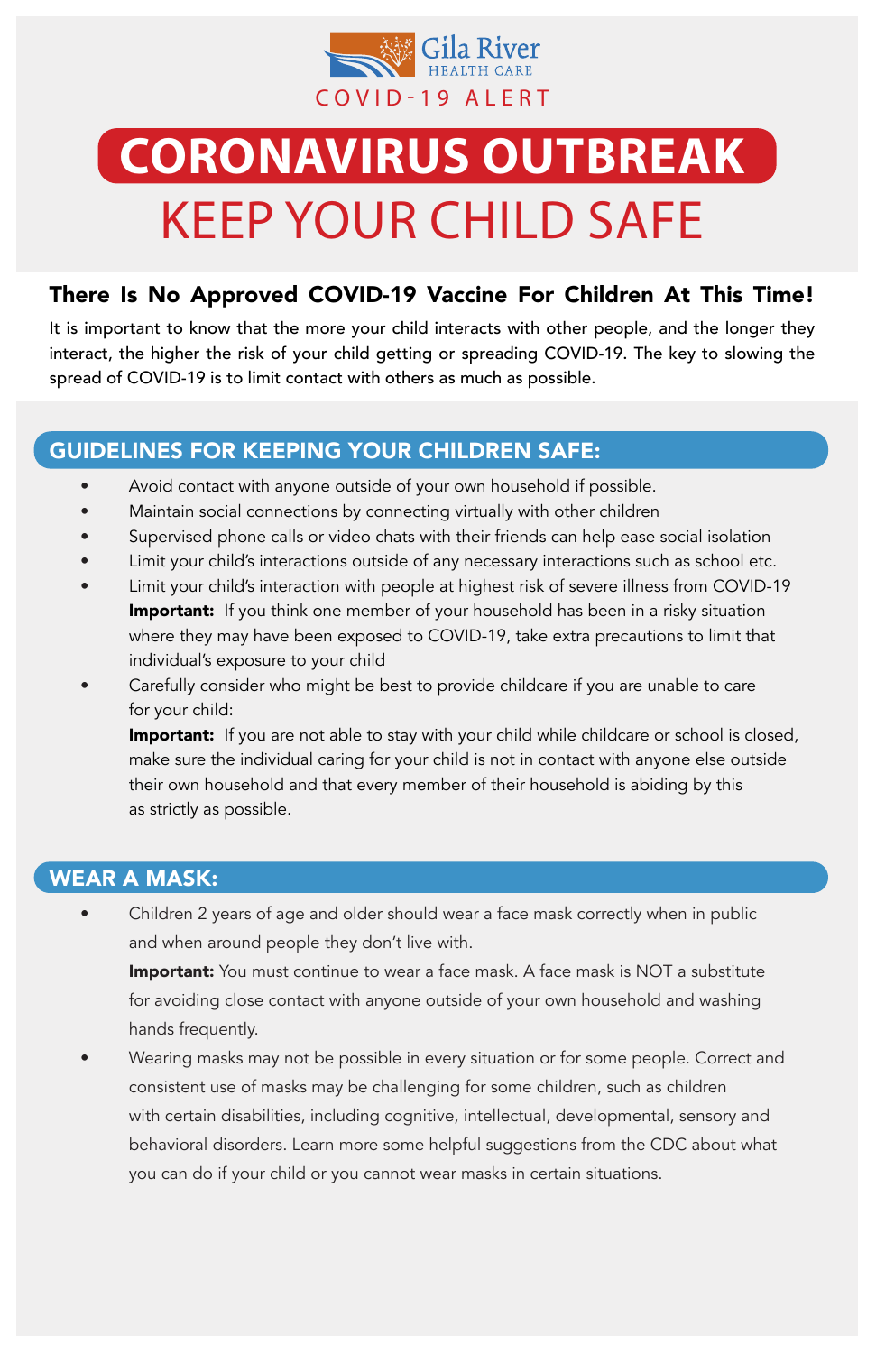Gila River HEALTH CARE

COVID-19 ALERT

# CORONAVIRUS OUTBREAK

# KEEP YOUR CHILD SAFE

## There Is No Approved COVID-19 Vaccine For Children At This Time!

It is important to know that the more your child interacts with other people, and the longer they interact, the higher the risk of your child getting or spreading COVID-19. The key to slowing the spread of COVID-19 is to limit contact with others as much as possible.

## GUIDELINES FOR KEEPING YOUR CHILDREN SAFE:

- Avoid contact with anyone outside of your own household if possible.
- Maintain social connections by connecting virtually with other children
- Supervised phone calls or video chats with their friends can help ease social isolation
- Limit your child's interactions outside of any necessary interactions such as school etc.
- Limit your child's interaction with people at highest risk of severe illness from COVID-19
  **Important:** If you think one member of your household has been in a risky situation where they may have been exposed to COVID-19, take extra precautions to limit that individual's exposure to your child
- Carefully consider who might be best to provide childcare if you are unable to care for your child:
  **Important:** If you are not able to stay with your child while childcare or school is closed, make sure the individual caring for your child is not in contact with anyone else outside their own household and that every member of their household is abiding by this as strictly as possible.

## WEAR A MASK:

- Children 2 years of age and older should wear a face mask correctly when in public and when around people they don't live with.
  **Important:** You must continue to wear a face mask. A face mask is NOT a substitute for avoiding close contact with anyone outside of your own household and washing hands frequently.
- Wearing masks may not be possible in every situation or for some people. Correct and consistent use of masks may be challenging for some children, such as children with certain disabilities, including cognitive, intellectual, developmental, sensory and behavioral disorders. Learn more some helpful suggestions from the CDC about what you can do if your child or you cannot wear masks in certain situations.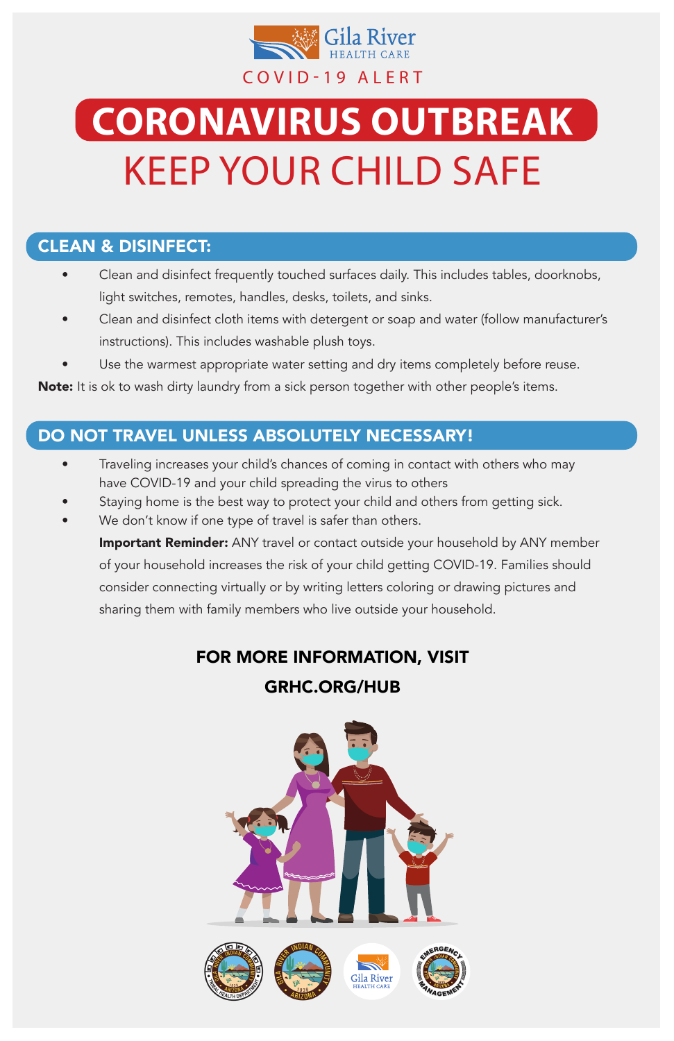Gila River HEALTH CARE

COVID-19 ALERT

# CORONAVIRUS OUTBREAK

## KEEP YOUR CHILD SAFE

### CLEAN & DISINFECT:

- Clean and disinfect frequently touched surfaces daily. This includes tables, doorknobs, light switches, remotes, handles, desks, toilets, and sinks.
- Clean and disinfect cloth items with detergent or soap and water (follow manufacturer's instructions). This includes washable plush toys.
- Use the warmest appropriate water setting and dry items completely before reuse.

**Note:** It is ok to wash dirty laundry from a sick person together with other people's items.

### DO NOT TRAVEL UNLESS ABSOLUTELY NECESSARY!

- Traveling increases your child's chances of coming in contact with others who may have COVID-19 and your child spreading the virus to others
- Staying home is the best way to protect your child and others from getting sick.
- We don't know if one type of travel is safer than others.

**Important Reminder:** ANY travel or contact outside your household by ANY member of your household increases the risk of your child getting COVID-19. Families should consider connecting virtually or by writing letters coloring or drawing pictures and sharing them with family members who live outside your household.

**FOR MORE INFORMATION, VISIT**

**GRHC.ORG/HUB**